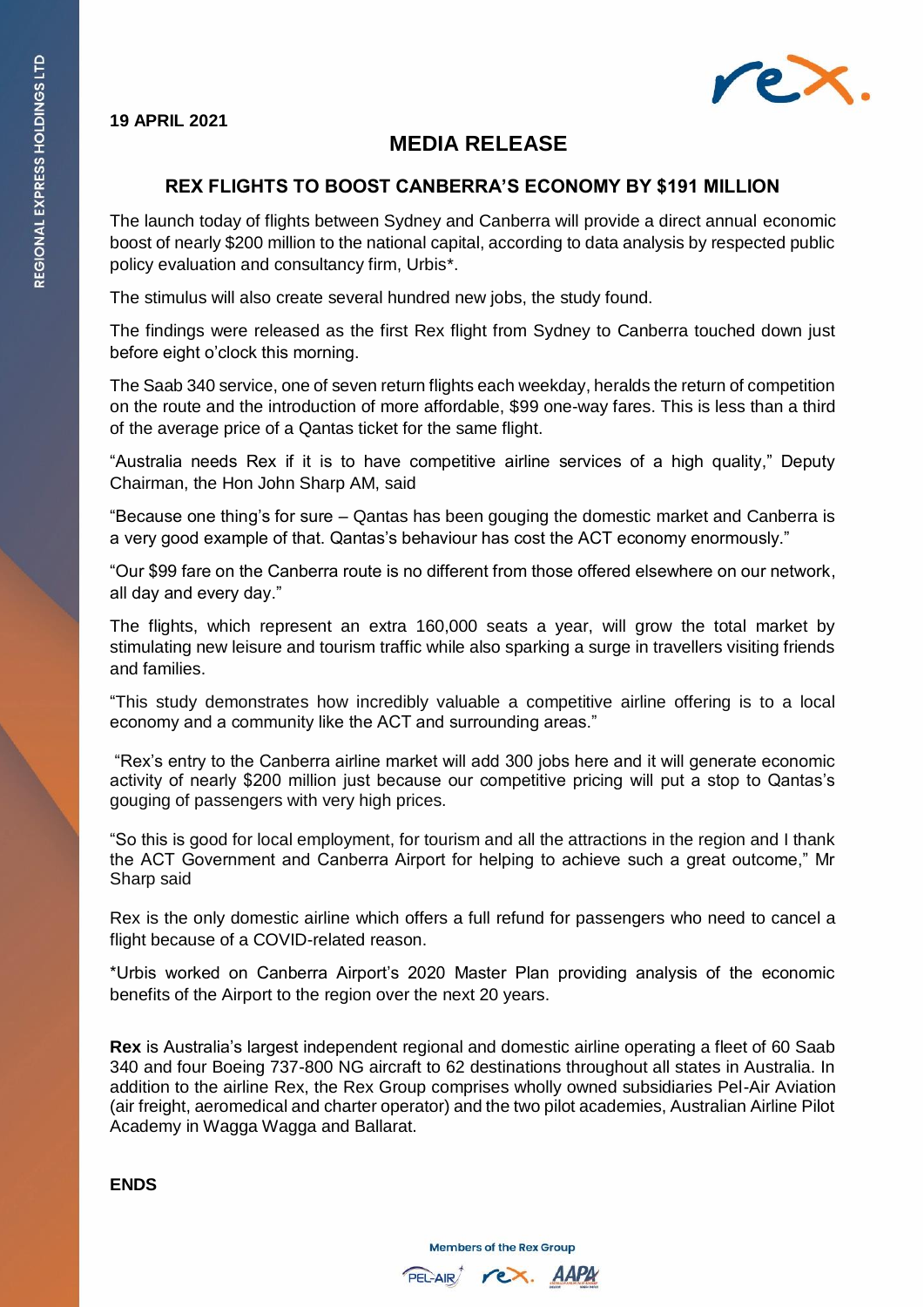**19 APRIL 2021**

# MEDIA RELEASE

## REX FLIGHTS TO BOOST CANBERRA'S ECONOMY BY $191 MILLION

The launch today of flights between Sydney and Canberra will provide a direct annual economic boost of nearly $200 million to the national capital, according to data analysis by respected public policy evaluation and consultancy firm, Urbis*.

The stimulus will also create several hundred new jobs, the study found.

The findings were released as the first Rex flight from Sydney to Canberra touched down just before eight o'clock this morning.

The Saab 340 service, one of seven return flights each weekday, heralds the return of competition on the route and the introduction of more affordable, $99 one-way fares. This is less than a third of the average price of a Qantas ticket for the same flight.

"Australia needs Rex if it is to have competitive airline services of a high quality," Deputy Chairman, the Hon John Sharp AM, said

"Because one thing's for sure – Qantas has been gouging the domestic market and Canberra is a very good example of that. Qantas's behaviour has cost the ACT economy enormously."

"Our $99 fare on the Canberra route is no different from those offered elsewhere on our network, all day and every day."

The flights, which represent an extra 160,000 seats a year, will grow the total market by stimulating new leisure and tourism traffic while also sparking a surge in travellers visiting friends and families.

"This study demonstrates how incredibly valuable a competitive airline offering is to a local economy and a community like the ACT and surrounding areas."

"Rex's entry to the Canberra airline market will add 300 jobs here and it will generate economic activity of nearly $200 million just because our competitive pricing will put a stop to Qantas's gouging of passengers with very high prices.

"So this is good for local employment, for tourism and all the attractions in the region and I thank the ACT Government and Canberra Airport for helping to achieve such a great outcome," Mr Sharp said

Rex is the only domestic airline which offers a full refund for passengers who need to cancel a flight because of a COVID-related reason.

*Urbis worked on Canberra Airport's 2020 Master Plan providing analysis of the economic benefits of the Airport to the region over the next 20 years.

**Rex** is Australia's largest independent regional and domestic airline operating a fleet of 60 Saab 340 and four Boeing 737-800 NG aircraft to 62 destinations throughout all states in Australia. In addition to the airline Rex, the Rex Group comprises wholly owned subsidiaries Pel-Air Aviation (air freight, aeromedical and charter operator) and the two pilot academies, Australian Airline Pilot Academy in Wagga Wagga and Ballarat.

**ENDS**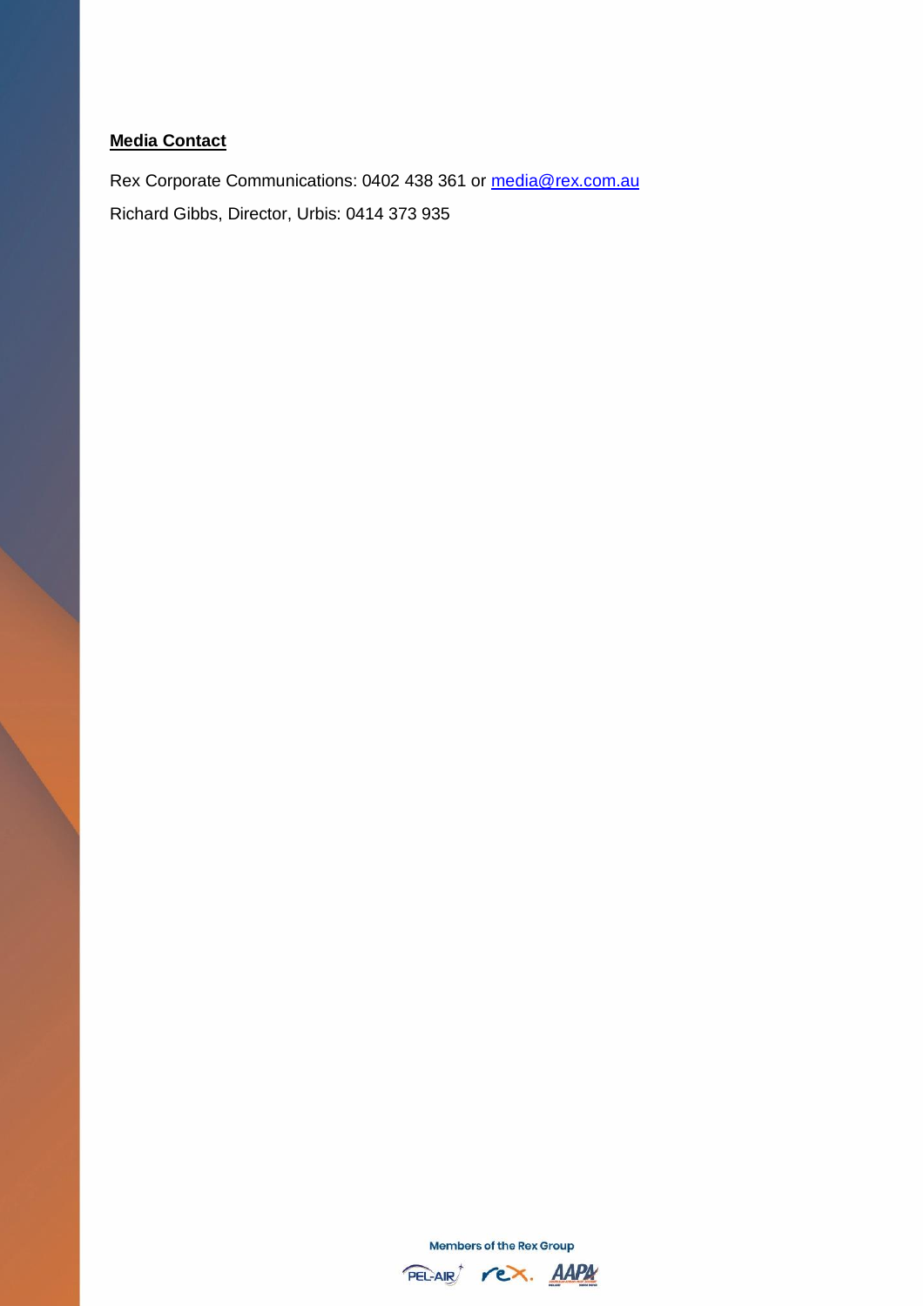**Media Contact**

Rex Corporate Communications: 0402 438 361 or [media@rex.com.au](mailto:media@rex.com.au)

Richard Gibbs, Director, Urbis: 0414 373 935